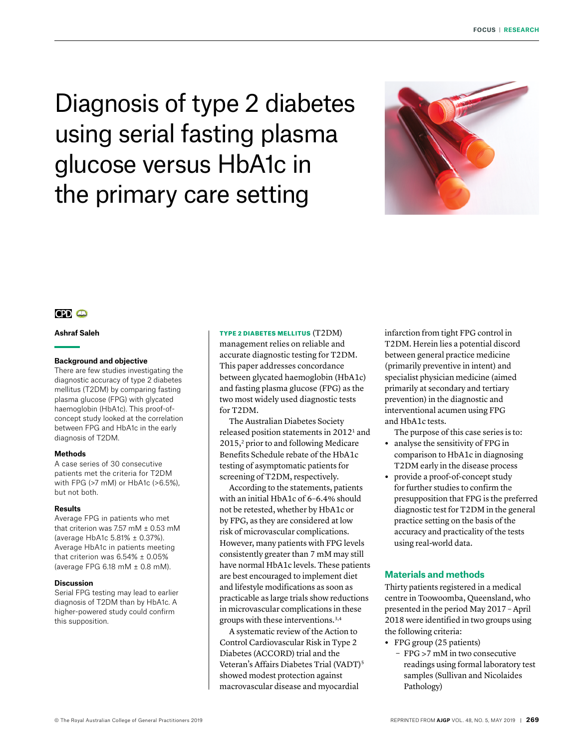# Diagnosis of type 2 diabetes using serial fasting plasma glucose versus HbA1c in the primary care setting

CPD

**Ashraf Saleh**

### Background and objective

There are few studies investigating the diagnostic accuracy of type 2 diabetes mellitus (T2DM) by comparing fasting plasma glucose (FPG) with glycated haemoglobin (HbA1c). This proof-of-concept study looked at the correlation between FPG and HbA1c in the early diagnosis of T2DM.

### Methods

A case series of 30 consecutive patients met the criteria for T2DM with FPG (>7 mM) or HbA1c (>6.5%), but not both.

### Results

Average FPG in patients who met that criterion was 7.57 mM ± 0.53 mM (average HbA1c 5.81% ± 0.37%). Average HbA1c in patients meeting that criterion was 6.54% ± 0.05% (average FPG 6.18 mM ± 0.8 mM).

### Discussion

Serial FPG testing may lead to earlier diagnosis of T2DM than by HbA1c. A higher-powered study could confirm this supposition.

**TYPE 2 DIABETES MELLITUS** (T2DM) management relies on reliable and accurate diagnostic testing for T2DM. This paper addresses concordance between glycated haemoglobin (HbA1c) and fasting plasma glucose (FPG) as the two most widely used diagnostic tests for T2DM.

The Australian Diabetes Society released position statements in 2012[1] and 2015,[2] prior to and following Medicare Benefits Schedule rebate of the HbA1c testing of asymptomatic patients for screening of T2DM, respectively.

According to the statements, patients with an initial HbA1c of 6–6.4% should not be retested, whether by HbA1c or by FPG, as they are considered at low risk of microvascular complications. However, many patients with FPG levels consistently greater than 7 mM may still have normal HbA1c levels. These patients are best encouraged to implement diet and lifestyle modifications as soon as practicable as large trials show reductions in microvascular complications in these groups with these interventions.[3,4]

A systematic review of the Action to Control Cardiovascular Risk in Type 2 Diabetes (ACCORD) trial and the Veteran's Affairs Diabetes Trial (VADT)[5] showed modest protection against macrovascular disease and myocardial infarction from tight FPG control in T2DM. Herein lies a potential discord between general practice medicine (primarily preventive in intent) and specialist physician medicine (aimed primarily at secondary and tertiary prevention) in the diagnostic and interventional acumen using FPG and HbA1c tests.

The purpose of this case series is to:

- analyse the sensitivity of FPG in comparison to HbA1c in diagnosing T2DM early in the disease process
- provide a proof-of-concept study for further studies to confirm the presupposition that FPG is the preferred diagnostic test for T2DM in the general practice setting on the basis of the accuracy and practicality of the tests using real-world data.

## Materials and methods

Thirty patients registered in a medical centre in Toowoomba, Queensland, who presented in the period May 2017 – April 2018 were identified in two groups using the following criteria:

- FPG group (25 patients)
  - FPG >7 mM in two consecutive readings using formal laboratory test samples (Sullivan and Nicolaides Pathology)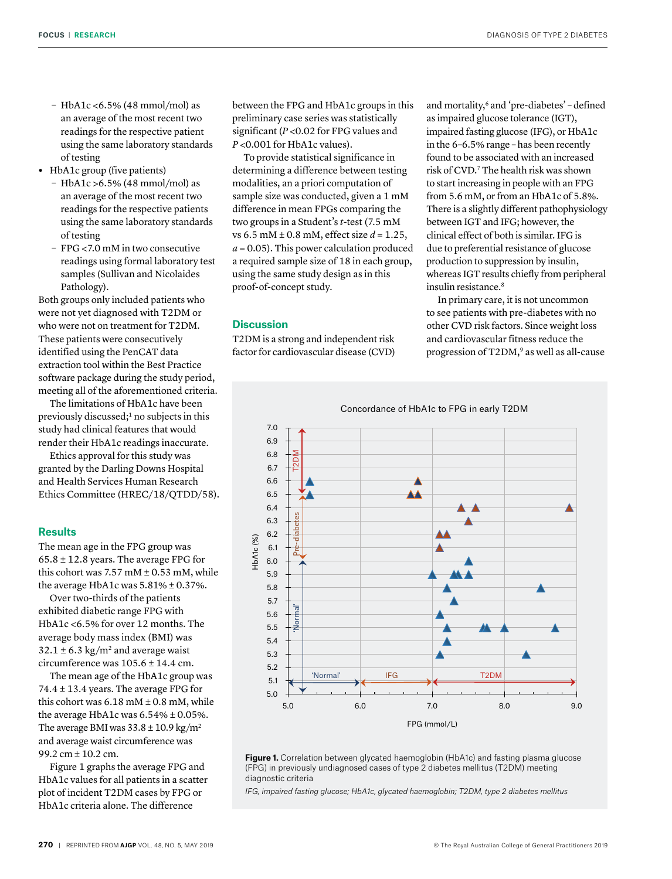- HbA1c <6.5% (48 mmol/mol) as an average of the most recent two readings for the respective patient using the same laboratory standards of testing
- HbA1c group (five patients)
  - HbA1c >6.5% (48 mmol/mol) as an average of the most recent two readings for the respective patients using the same laboratory standards of testing
  - FPG <7.0 mM in two consecutive readings using formal laboratory test samples (Sullivan and Nicolaides Pathology).

Both groups only included patients who were not yet diagnosed with T2DM or who were not on treatment for T2DM. These patients were consecutively identified using the PenCAT data extraction tool within the Best Practice software package during the study period, meeting all of the aforementioned criteria.

The limitations of HbA1c have been previously discussed;[1] no subjects in this study had clinical features that would render their HbA1c readings inaccurate.

Ethics approval for this study was granted by the Darling Downs Hospital and Health Services Human Research Ethics Committee (HREC/18/QTDD/58).

## Results

The mean age in the FPG group was 65.8 ± 12.8 years. The average FPG for this cohort was 7.57 mM ± 0.53 mM, while the average HbA1c was 5.81% ± 0.37%.

Over two-thirds of the patients exhibited diabetic range FPG with HbA1c <6.5% for over 12 months. The average body mass index (BMI) was 32.1 ± 6.3 kg/m² and average waist circumference was 105.6 ± 14.4 cm.

The mean age of the HbA1c group was 74.4 ± 13.4 years. The average FPG for this cohort was 6.18 mM ± 0.8 mM, while the average HbA1c was 6.54% ± 0.05%. The average BMI was 33.8 ± 10.9 kg/m² and average waist circumference was 99.2 cm ± 10.2 cm.

Figure 1 graphs the average FPG and HbA1c values for all patients in a scatter plot of incident T2DM cases by FPG or HbA1c criteria alone. The difference between the FPG and HbA1c groups in this preliminary case series was statistically significant ($P < 0.02$ for FPG values and $P < 0.001$ for HbA1c values).

To provide statistical significance in determining a difference between testing modalities, an a priori computation of sample size was conducted, given a 1 mM difference in mean FPGs comparing the two groups in a Student's *t*-test (7.5 mM vs 6.5 mM ± 0.8 mM, effect size $d = 1.25$, $a = 0.05$). This power calculation produced a required sample size of 18 in each group, using the same study design as in this proof-of-concept study.

## Discussion

T2DM is a strong and independent risk factor for cardiovascular disease (CVD) and mortality,[6] and 'pre-diabetes' – defined as impaired glucose tolerance (IGT), impaired fasting glucose (IFG), or HbA1c in the 6–6.5% range – has been recently found to be associated with an increased risk of CVD.[7] The health risk was shown to start increasing in people with an FPG from 5.6 mM, or from an HbA1c of 5.8%. There is a slightly different pathophysiology between IGT and IFG; however, the clinical effect of both is similar. IFG is due to preferential resistance of glucose production to suppression by insulin, whereas IGT results chiefly from peripheral insulin resistance.[8]

In primary care, it is not uncommon to see patients with pre-diabetes with no other CVD risk factors. Since weight loss and cardiovascular fitness reduce the progression of T2DM,[9] as well as all-cause

**Figure 1.** Correlation between glycated haemoglobin (HbA1c) and fasting plasma glucose (FPG) in previously undiagnosed cases of type 2 diabetes mellitus (T2DM) meeting diagnostic criteria

*IFG, impaired fasting glucose; HbA1c, glycated haemoglobin; T2DM, type 2 diabetes mellitus*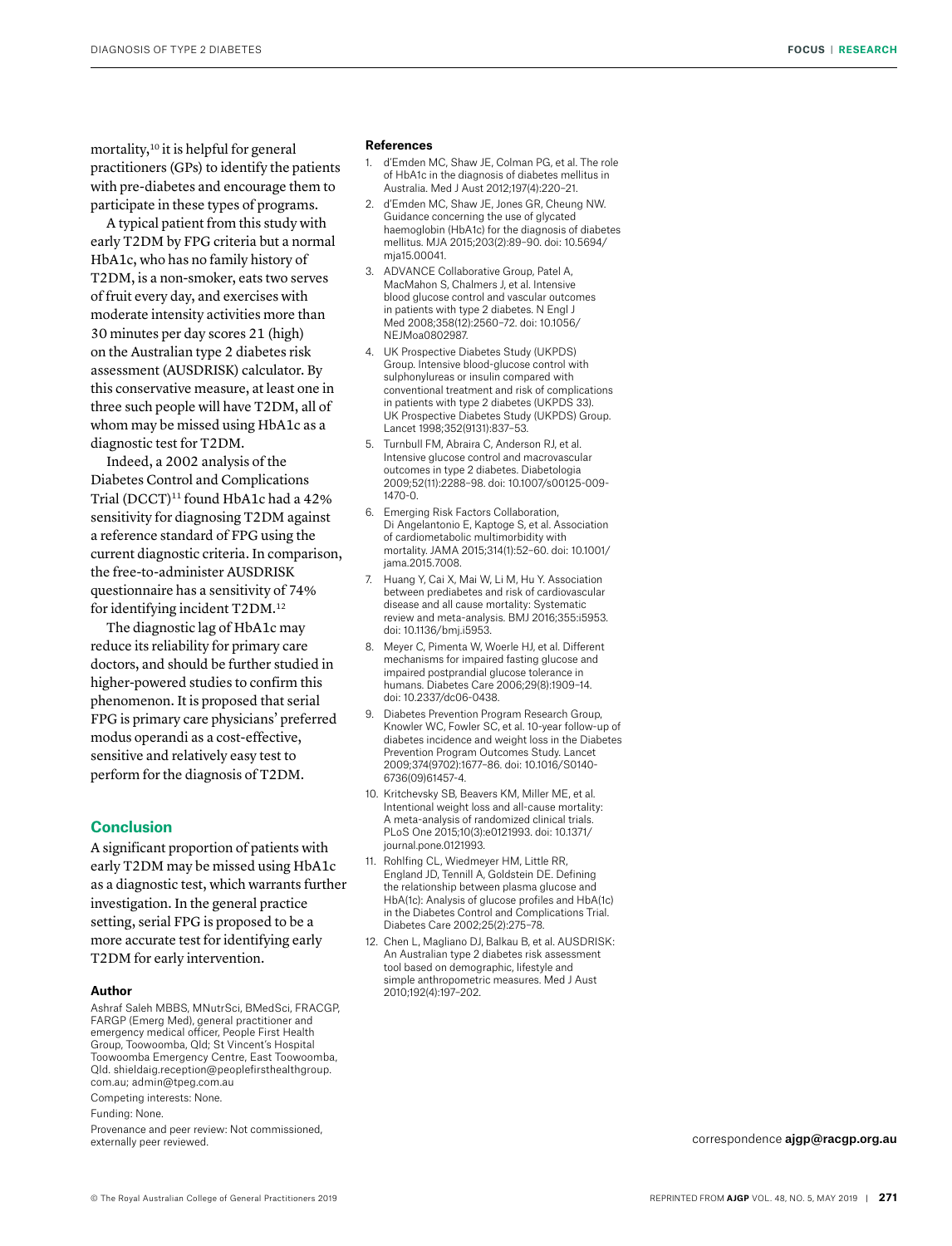mortality,[10] it is helpful for general practitioners (GPs) to identify the patients with pre-diabetes and encourage them to participate in these types of programs.

A typical patient from this study with early T2DM by FPG criteria but a normal HbA1c, who has no family history of T2DM, is a non-smoker, eats two serves of fruit every day, and exercises with moderate intensity activities more than 30 minutes per day scores 21 (high) on the Australian type 2 diabetes risk assessment (AUSDRISK) calculator. By this conservative measure, at least one in three such people will have T2DM, all of whom may be missed using HbA1c as a diagnostic test for T2DM.

Indeed, a 2002 analysis of the Diabetes Control and Complications Trial (DCCT)[11] found HbA1c had a 42% sensitivity for diagnosing T2DM against a reference standard of FPG using the current diagnostic criteria. In comparison, the free-to-administer AUSDRISK questionnaire has a sensitivity of 74% for identifying incident T2DM.[12]

The diagnostic lag of HbA1c may reduce its reliability for primary care doctors, and should be further studied in higher-powered studies to confirm this phenomenon. It is proposed that serial FPG is primary care physicians' preferred modus operandi as a cost-effective, sensitive and relatively easy test to perform for the diagnosis of T2DM.

## Conclusion

A significant proportion of patients with early T2DM may be missed using HbA1c as a diagnostic test, which warrants further investigation. In the general practice setting, serial FPG is proposed to be a more accurate test for identifying early T2DM for early intervention.

#### Author

Ashraf Saleh MBBS, MNutrSci, BMedSci, FRACGP, FARGP (Emerg Med), general practitioner and emergency medical officer, People First Health Group, Toowoomba, Qld; St Vincent's Hospital Toowoomba Emergency Centre, East Toowoomba, Qld. shieldaig.reception@peoplefirsthealthgroup.com.au; admin@tpeg.com.au

Competing interests: None.

Funding: None.

Provenance and peer review: Not commissioned, externally peer reviewed.

#### References

1. d'Emden MC, Shaw JE, Colman PG, et al. The role of HbA1c in the diagnosis of diabetes mellitus in Australia. Med J Aust 2012;197(4):220–21.
2. d'Emden MC, Shaw JE, Jones GR, Cheung NW. Guidance concerning the use of glycated haemoglobin (HbA1c) for the diagnosis of diabetes mellitus. MJA 2015;203(2):89–90. doi: 10.5694/mja15.00041.
3. ADVANCE Collaborative Group, Patel A, MacMahon S, Chalmers J, et al. Intensive blood glucose control and vascular outcomes in patients with type 2 diabetes. N Engl J Med 2008;358(12):2560–72. doi: 10.1056/NEJMoa0802987.
4. UK Prospective Diabetes Study (UKPDS) Group. Intensive blood-glucose control with sulphonylureas or insulin compared with conventional treatment and risk of complications in patients with type 2 diabetes (UKPDS 33). UK Prospective Diabetes Study (UKPDS) Group. Lancet 1998;352(9131):837–53.
5. Turnbull FM, Abraira C, Anderson RJ, et al. Intensive glucose control and macrovascular outcomes in type 2 diabetes. Diabetologia 2009;52(11):2288–98. doi: 10.1007/s00125-009-1470-0.
6. Emerging Risk Factors Collaboration, Di Angelantonio E, Kaptoge S, et al. Association of cardiometabolic multimorbidity with mortality. JAMA 2015;314(1):52–60. doi: 10.1001/jama.2015.7008.
7. Huang Y, Cai X, Mai W, Li M, Hu Y. Association between prediabetes and risk of cardiovascular disease and all cause mortality: Systematic review and meta-analysis. BMJ 2016;355:i5953. doi: 10.1136/bmj.i5953.
8. Meyer C, Pimenta W, Woerle HJ, et al. Different mechanisms for impaired fasting glucose and impaired postprandial glucose tolerance in humans. Diabetes Care 2006;29(8):1909–14. doi: 10.2337/dc06-0438.
9. Diabetes Prevention Program Research Group, Knowler WC, Fowler SC, et al. 10-year follow-up of diabetes incidence and weight loss in the Diabetes Prevention Program Outcomes Study. Lancet 2009;374(9702):1677–86. doi: 10.1016/S0140-6736(09)61457-4.
10. Kritchevsky SB, Beavers KM, Miller ME, et al. Intentional weight loss and all-cause mortality: A meta-analysis of randomized clinical trials. PLoS One 2015;10(3):e0121993. doi: 10.1371/journal.pone.0121993.
11. Rohlfing CL, Wiedmeyer HM, Little RR, England JD, Tennill A, Goldstein DE. Defining the relationship between plasma glucose and HbA(1c): Analysis of glucose profiles and HbA(1c) in the Diabetes Control and Complications Trial. Diabetes Care 2002;25(2):275–78.
12. Chen L, Magliano DJ, Balkau B, et al. AUSDRISK: An Australian type 2 diabetes risk assessment tool based on demographic, lifestyle and simple anthropometric measures. Med J Aust 2010;192(4):197–202.

correspondence **ajgp@racgp.org.au**